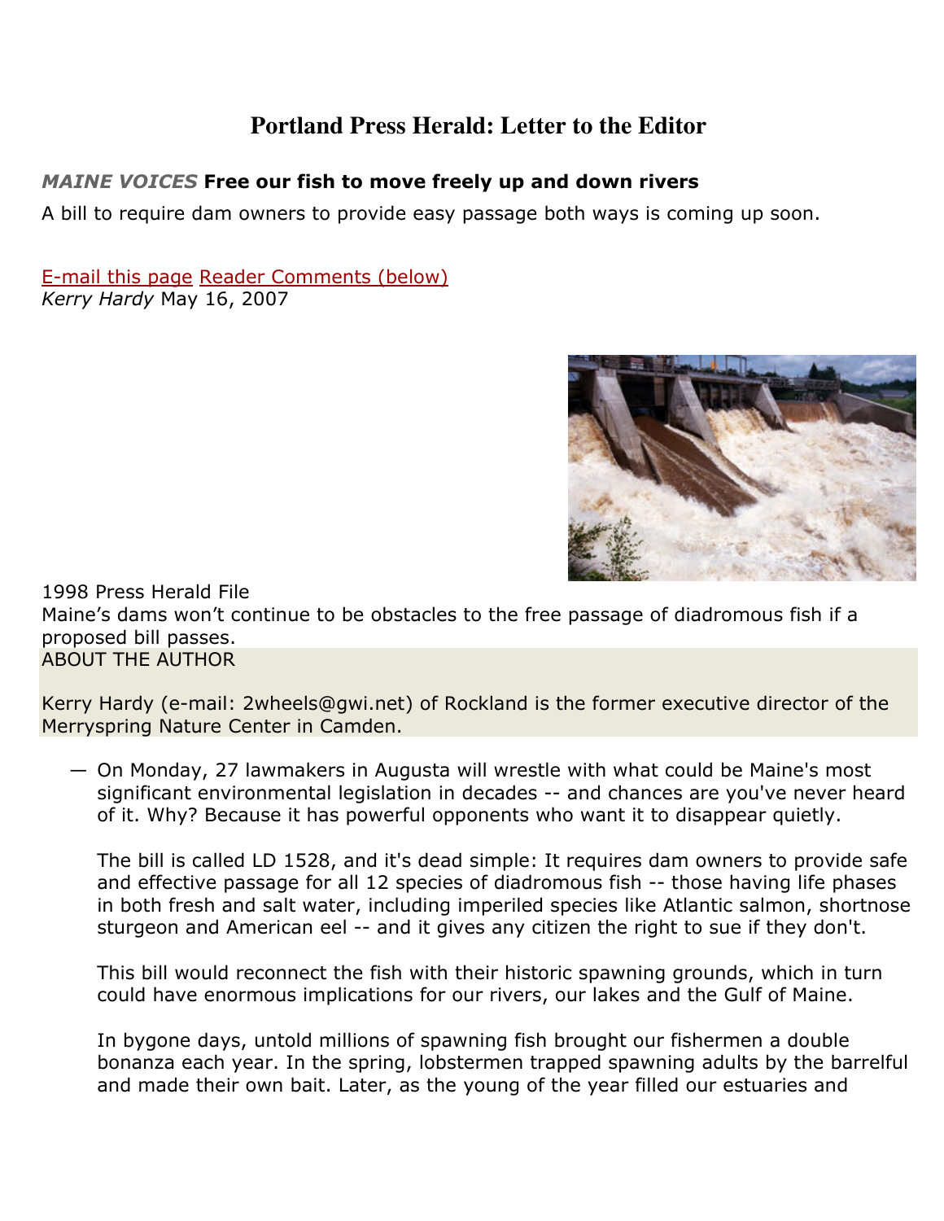# Portland Press Herald: Letter to the Editor

***MAINE VOICES* Free our fish to move freely up and down rivers**

A bill to require dam owners to provide easy passage both ways is coming up soon.

E-mail this page Reader Comments (below)

*Kerry Hardy* May 16, 2007

1998 Press Herald File

Maine's dams won't continue to be obstacles to the free passage of diadromous fish if a proposed bill passes.

ABOUT THE AUTHOR

Kerry Hardy (e-mail: 2wheels@gwi.net) of Rockland is the former executive director of the Merryspring Nature Center in Camden.

— On Monday, 27 lawmakers in Augusta will wrestle with what could be Maine's most significant environmental legislation in decades -- and chances are you've never heard of it. Why? Because it has powerful opponents who want it to disappear quietly.

The bill is called LD 1528, and it's dead simple: It requires dam owners to provide safe and effective passage for all 12 species of diadromous fish -- those having life phases in both fresh and salt water, including imperiled species like Atlantic salmon, shortnose sturgeon and American eel -- and it gives any citizen the right to sue if they don't.

This bill would reconnect the fish with their historic spawning grounds, which in turn could have enormous implications for our rivers, our lakes and the Gulf of Maine.

In bygone days, untold millions of spawning fish brought our fishermen a double bonanza each year. In the spring, lobstermen trapped spawning adults by the barrelful and made their own bait. Later, as the young of the year filled our estuaries and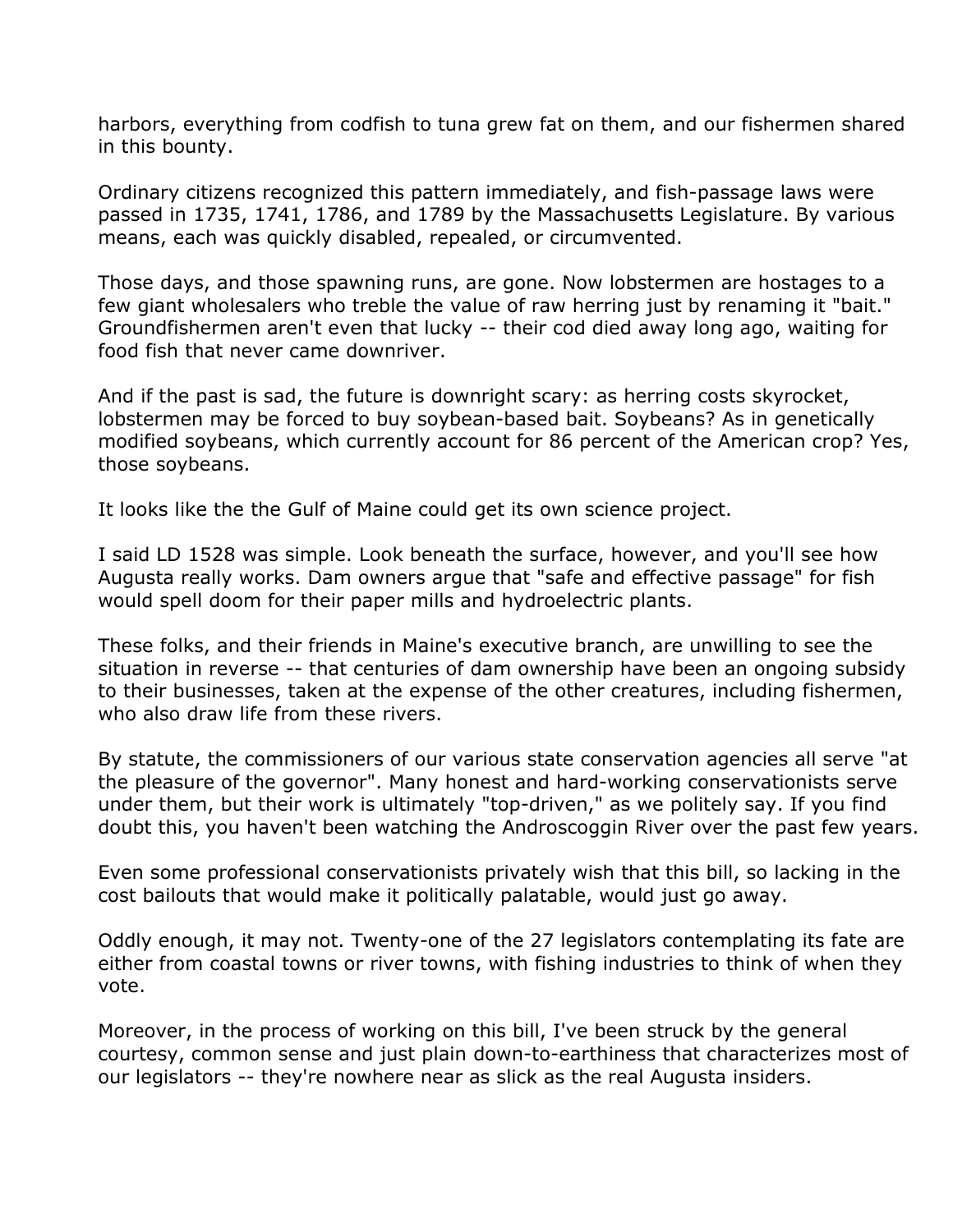harbors, everything from codfish to tuna grew fat on them, and our fishermen shared in this bounty.

Ordinary citizens recognized this pattern immediately, and fish-passage laws were passed in 1735, 1741, 1786, and 1789 by the Massachusetts Legislature. By various means, each was quickly disabled, repealed, or circumvented.

Those days, and those spawning runs, are gone. Now lobstermen are hostages to a few giant wholesalers who treble the value of raw herring just by renaming it "bait." Groundfishermen aren't even that lucky -- their cod died away long ago, waiting for food fish that never came downriver.

And if the past is sad, the future is downright scary: as herring costs skyrocket, lobstermen may be forced to buy soybean-based bait. Soybeans? As in genetically modified soybeans, which currently account for 86 percent of the American crop? Yes, those soybeans.

It looks like the the Gulf of Maine could get its own science project.

I said LD 1528 was simple. Look beneath the surface, however, and you'll see how Augusta really works. Dam owners argue that "safe and effective passage" for fish would spell doom for their paper mills and hydroelectric plants.

These folks, and their friends in Maine's executive branch, are unwilling to see the situation in reverse -- that centuries of dam ownership have been an ongoing subsidy to their businesses, taken at the expense of the other creatures, including fishermen, who also draw life from these rivers.

By statute, the commissioners of our various state conservation agencies all serve "at the pleasure of the governor". Many honest and hard-working conservationists serve under them, but their work is ultimately "top-driven," as we politely say. If you find doubt this, you haven't been watching the Androscoggin River over the past few years.

Even some professional conservationists privately wish that this bill, so lacking in the cost bailouts that would make it politically palatable, would just go away.

Oddly enough, it may not. Twenty-one of the 27 legislators contemplating its fate are either from coastal towns or river towns, with fishing industries to think of when they vote.

Moreover, in the process of working on this bill, I've been struck by the general courtesy, common sense and just plain down-to-earthiness that characterizes most of our legislators -- they're nowhere near as slick as the real Augusta insiders.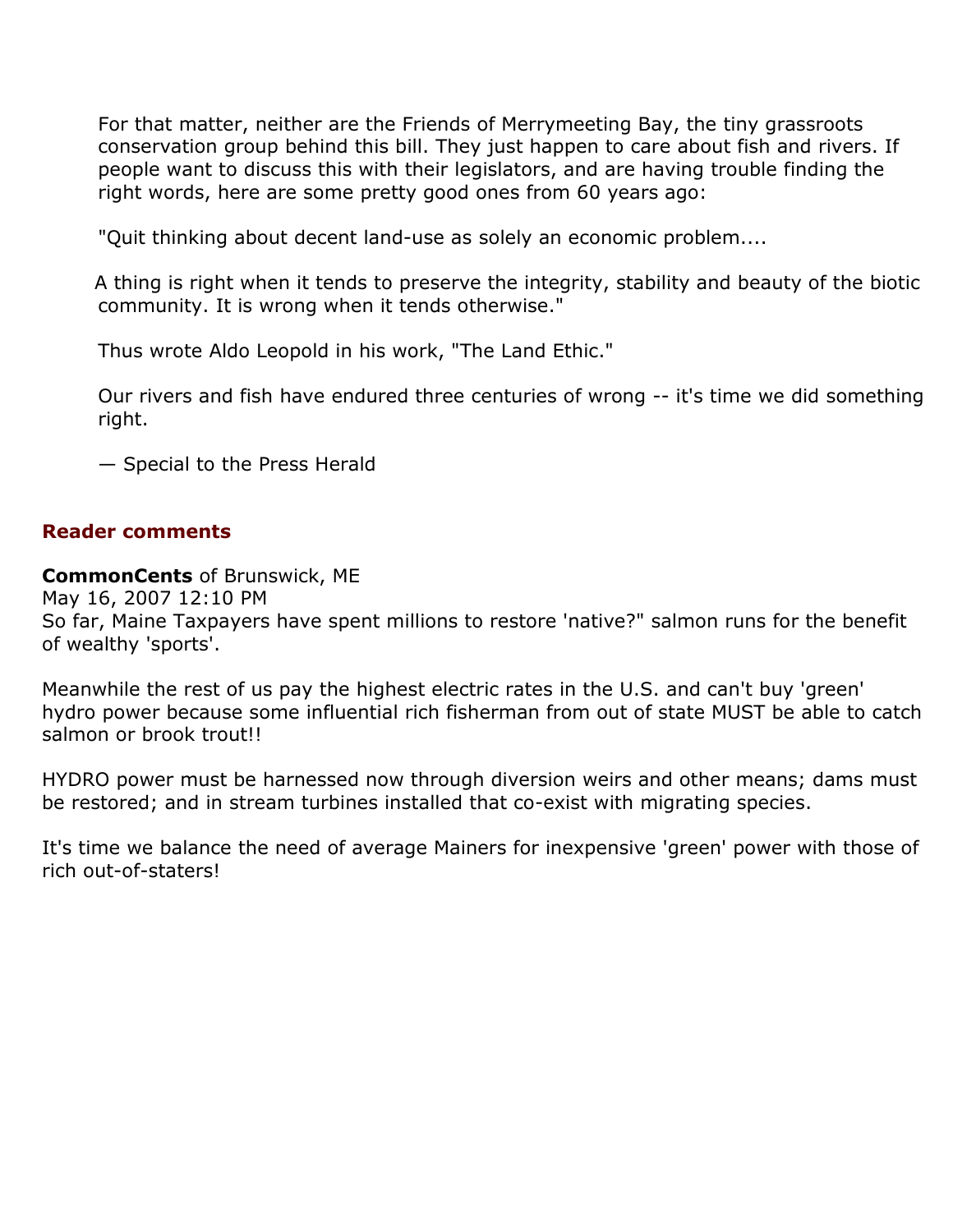For that matter, neither are the Friends of Merrymeeting Bay, the tiny grassroots conservation group behind this bill. They just happen to care about fish and rivers. If people want to discuss this with their legislators, and are having trouble finding the right words, here are some pretty good ones from 60 years ago:

"Quit thinking about decent land-use as solely an economic problem....

A thing is right when it tends to preserve the integrity, stability and beauty of the biotic community. It is wrong when it tends otherwise."

Thus wrote Aldo Leopold in his work, "The Land Ethic."

Our rivers and fish have endured three centuries of wrong -- it's time we did something right.

— Special to the Press Herald

## Reader comments

**CommonCents** of Brunswick, ME
May 16, 2007 12:10 PM
So far, Maine Taxpayers have spent millions to restore 'native?" salmon runs for the benefit of wealthy 'sports'.

Meanwhile the rest of us pay the highest electric rates in the U.S. and can't buy 'green' hydro power because some influential rich fisherman from out of state MUST be able to catch salmon or brook trout!!

HYDRO power must be harnessed now through diversion weirs and other means; dams must be restored; and in stream turbines installed that co-exist with migrating species.

It's time we balance the need of average Mainers for inexpensive 'green' power with those of rich out-of-staters!